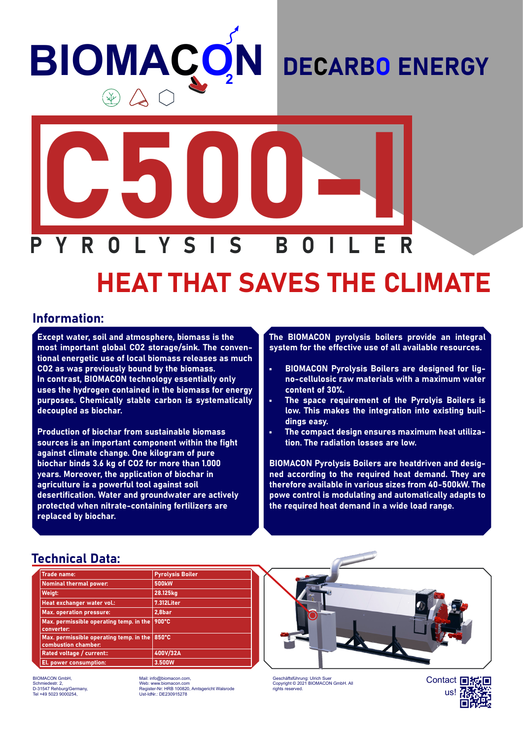# BIOMACON

## DECARBO ENERGY

# C500-I

## PYROLYSIS BOILER

## HEAT THAT SAVES THE CLIMATE

## Information:

**Except water, soil and atmosphere, biomass is the most important global CO2 storage/sink. The conventional energetic use of local biomass releases as much CO2 as was previously bound by the biomass. In contrast, BIOMACON technology essentially only uses the hydrogen contained in the biomass for energy purposes. Chemically stable carbon is systematically decoupled as biochar.**

**Production of biochar from sustainable biomass sources is an important component within the fight against climate change. One kilogram of pure biochar binds 3.6 kg of CO2 for more than 1.000 years. Moreover, the application of biochar in agriculture is a powerful tool against soil desertification. Water and groundwater are actively protected when nitrate-containing fertilizers are replaced by biochar.**

**The BIOMACON pyrolysis boilers provide an integral system for the effective use of all available resources.**

- **BIOMACON Pyrolysis Boilers are designed for ligno-cellulosic raw materials with a maximum water content of 30%.**
- **The space requirement of the Pyrolyis Boilers is low. This makes the integration into existing buildings easy.**
- **The compact design ensures maximum heat utilization. The radiation losses are low.**

**BIOMACON Pyrolysis Boilers are heatdriven and designed according to the required heat demand. They are therefore available in various sizes from 40-500kW. The powe control is modulating and automatically adapts to the required heat demand in a wide load range.**

## Technical Data:

| | |
|---|---|
| Trade name: | Pyrolysis Boiler |
| Nominal thermal power: | 500kW |
| Weigt: | 28.125kg |
| Heat exchanger water vol.: | 7.312Liter |
| Max. operation pressure: | 2,8bar |
| Max. permissible operating temp. in the converter: | 900°C |
| Max. permissible operating temp. in the combustion chamber: | 850°C |
| Rated voltage / current:: | 400V/32A |
| El. power consumption: | 3.500W |

BIOMACON GmbH,
Schmiedestr. 2,
D-31547 Rehburg/Germany,
Tel +49 5023 9000254,

Mail: info@biomacon.com,
Web: www.biomacon.com
Register-Nr: HRB 100820, Amtsgericht Walsrode
Ust-IdNr.: DE230915278

Geschäftsführung: Ulrich Suer
Copyright © 2021 BIOMACON GmbH. All rights reserved.

Contact us!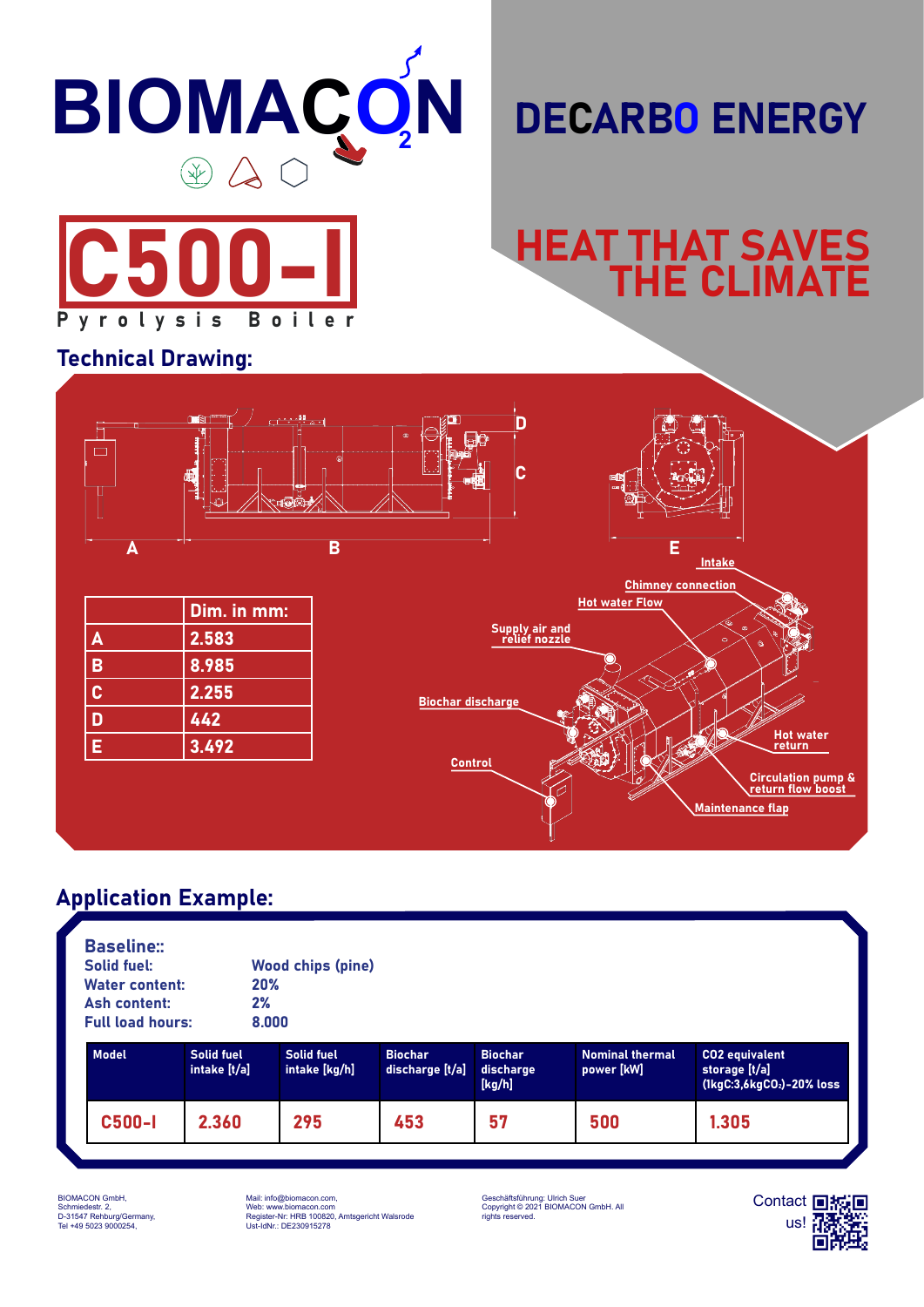# BIOMACON

## DECARBO ENERGY

# C500-I

Pyrolysis Boiler

## HEAT THAT SAVES THE CLIMATE

## Technical Drawing:

D

C

A

B

E

Intake

Chimney connection

Hot water Flow

Supply air and relief nozzle

Biochar discharge

Control

Hot water return

Circulation pump & return flow boost

Maintenance flap

| | Dim. in mm: |
|---|---|
| A | 2.583 |
| B | 8.985 |
| C | 2.255 |
| D | 442 |
| E | 3.492 |

## Application Example:

**Baseline::**

| | |
|---|---|
| **Solid fuel:** | **Wood chips (pine)** |
| **Water content:** | **20%** |
| **Ash content:** | **2%** |
| **Full load hours:** | **8.000** |

| Model | Solid fuel intake [t/a] | Solid fuel intake [kg/h] | Biochar discharge [t/a] | Biochar discharge [kg/h] | Nominal thermal power [kW] | CO2 equivalent storage [t/a] (1kgC:3,6kgCO₂)-20% loss |
|---|---|---|---|---|---|---|
| C500-I | 2.360 | 295 | 453 | 57 | 500 | 1.305 |

BIOMACON GmbH,
Schmiedestr. 2,
D-31547 Rehburg/Germany,
Tel +49 5023 9000254,

Mail: info@biomacon.com,
Web: www.biomacon.com
Register-Nr: HRB 100820, Amtsgericht Walsrode
Ust-IdNr.: DE230915278

Geschäftsführung: Ulrich Suer
Copyright © 2021 BIOMACON GmbH. All rights reserved.

Contact us!